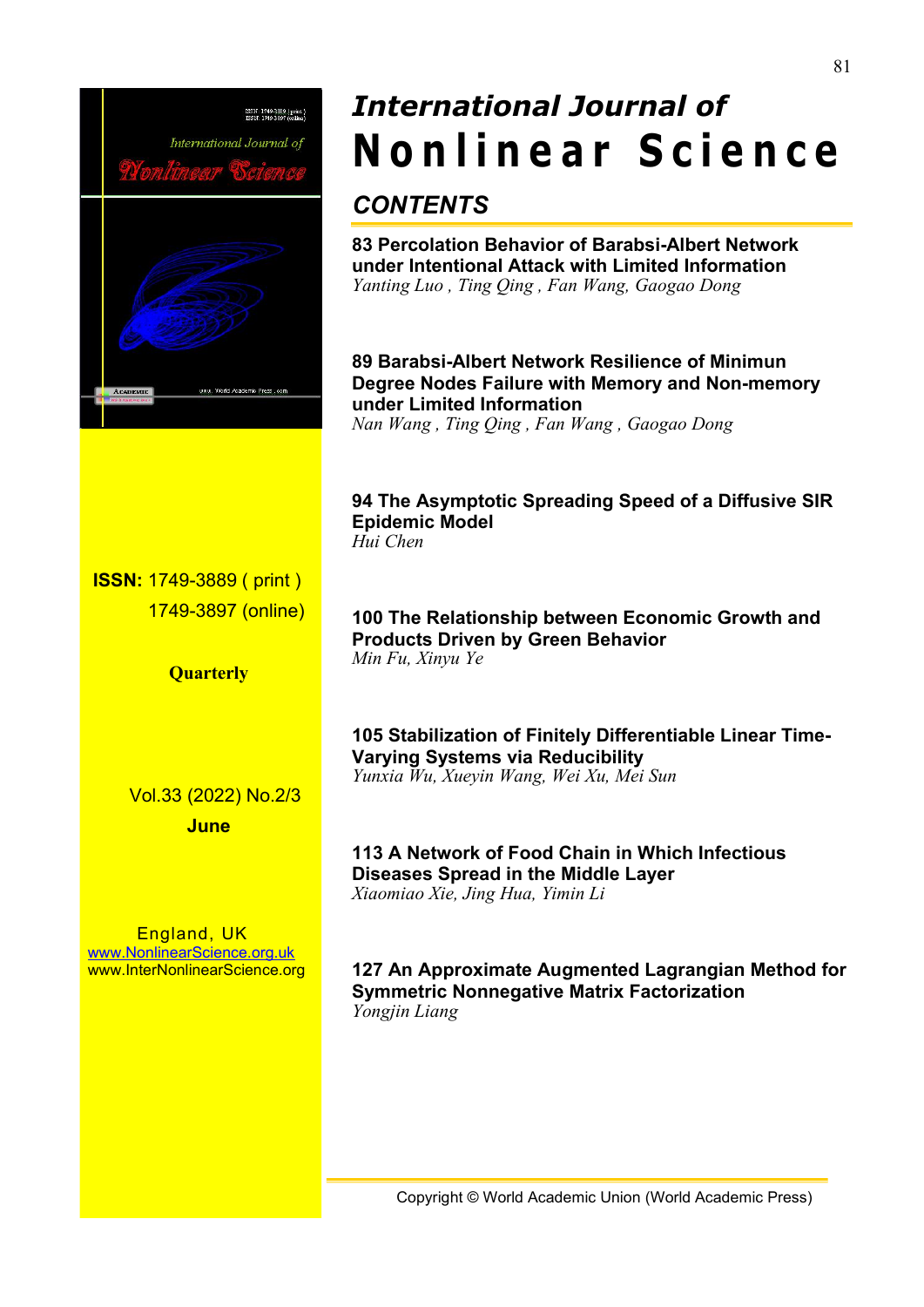# International Journal of Nonlinear Science

**ISSN:** 1749-3889 ( print )
1749-3897 (online)

**Quarterly**

Vol.33 (2022) No.2/3
**June**

England, UK
www.NonlinearScience.org.uk
www.InterNonlinearScience.org

## CONTENTS

**83 Percolation Behavior of Barabsi-Albert Network under Intentional Attack with Limited Information**
*Yanting Luo , Ting Qing , Fan Wang, Gaogao Dong*

**89 Barabsi-Albert Network Resilience of Minimun Degree Nodes Failure with Memory and Non-memory under Limited Information**
*Nan Wang , Ting Qing , Fan Wang , Gaogao Dong*

**94 The Asymptotic Spreading Speed of a Diffusive SIR Epidemic Model**
*Hui Chen*

**100 The Relationship between Economic Growth and Products Driven by Green Behavior**
*Min Fu, Xinyu Ye*

**105 Stabilization of Finitely Differentiable Linear Time-Varying Systems via Reducibility**
*Yunxia Wu, Xueyin Wang, Wei Xu, Mei Sun*

**113 A Network of Food Chain in Which Infectious Diseases Spread in the Middle Layer**
*Xiaomiao Xie, Jing Hua, Yimin Li*

**127 An Approximate Augmented Lagrangian Method for Symmetric Nonnegative Matrix Factorization**
*Yongjin Liang*

Copyright © World Academic Union (World Academic Press)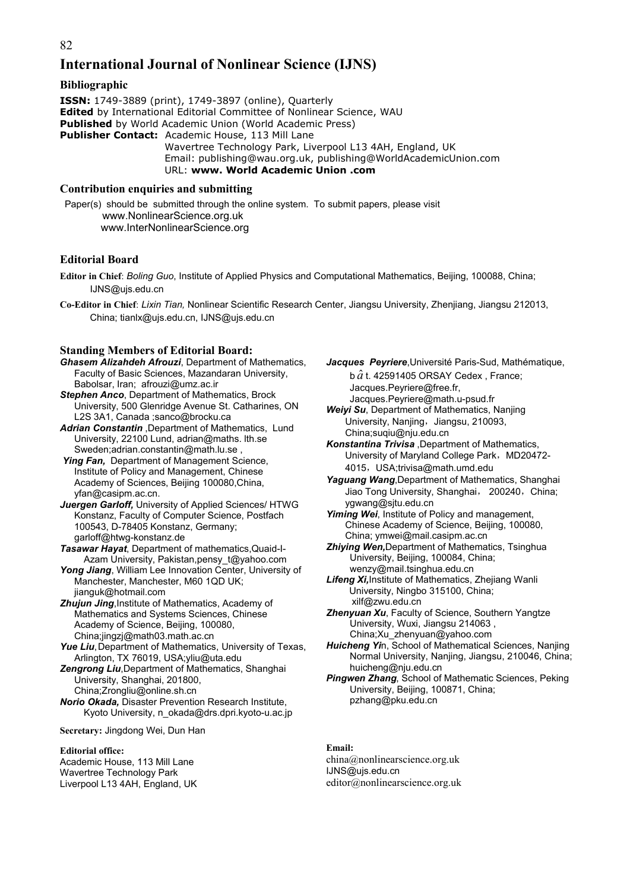# International Journal of Nonlinear Science (IJNS)

## Bibliographic

**ISSN:** 1749-3889 (print), 1749-3897 (online), Quarterly
**Edited** by International Editorial Committee of Nonlinear Science, WAU
**Published** by World Academic Union (World Academic Press)
**Publisher Contact:** Academic House, 113 Mill Lane
Wavertree Technology Park, Liverpool L13 4AH, England, UK
Email: publishing@wau.org.uk, publishing@WorldAcademicUnion.com
URL: **www. World Academic Union .com**

## Contribution enquiries and submitting

Paper(s) should be submitted through the online system. To submit papers, please visit
www.NonlinearScience.org.uk
www.InterNonlinearScience.org

## Editorial Board

**Editor in Chief**: *Boling Guo*, Institute of Applied Physics and Computational Mathematics, Beijing, 100088, China; IJNS@ujs.edu.cn

**Co-Editor in Chief**: *Lixin Tian,* Nonlinear Scientific Research Center, Jiangsu University, Zhenjiang, Jiangsu 212013, China; tianlx@ujs.edu.cn, IJNS@ujs.edu.cn

## Standing Members of Editorial Board:

***Ghasem Alizahdeh Afrouzi***, Department of Mathematics, Faculty of Basic Sciences, Mazandaran University, Babolsar, Iran; afrouzi@umz.ac.ir

***Stephen Anco***, Department of Mathematics, Brock University, 500 Glenridge Avenue St. Catharines, ON L2S 3A1, Canada ;sanco@brocku.ca

***Adrian Constantin*** ,Department of Mathematics, Lund University, 22100 Lund, adrian@maths. lth.se Sweden;adrian.constantin@math.lu.se ,

***Ying Fan,*** Department of Management Science, Institute of Policy and Management, Chinese Academy of Sciences, Beijing 100080,China, yfan@casipm.ac.cn.

***Juergen Garloff,*** University of Applied Sciences/ HTWG Konstanz, Faculty of Computer Science, Postfach 100543, D-78405 Konstanz, Germany; garloff@htwg-konstanz.de

***Tasawar Hayat***, Department of mathematics,Quaid-I-Azam University, Pakistan,pensy_t@yahoo.com

***Yong Jiang***, William Lee Innovation Center, University of Manchester, Manchester, M60 1QD UK; jianguk@hotmail.com

***Zhujun Jing***,Institute of Mathematics, Academy of Mathematics and Systems Sciences, Chinese Academy of Science, Beijing, 100080, China;jingzj@math03.math.ac.cn

***Yue Liu***, Department of Mathematics, University of Texas, Arlington, TX 76019, USA;yliu@uta.edu

***Zengrong Liu***,Department of Mathematics, Shanghai University, Shanghai, 201800, China;Zrongliu@online.sh.cn

***Norio Okada,*** Disaster Prevention Research Institute, Kyoto University, n_okada@drs.dpri.kyoto-u.ac.jp

***Jacques Peyriere***,Université Paris-Sud, Mathématique, bât. 42591405 ORSAY Cedex , France; Jacques.Peyriere@free.fr, Jacques.Peyriere@math.u-psud.fr

***Weiyi Su***, Department of Mathematics, Nanjing University, Nanjing，Jiangsu, 210093, China;suqiu@nju.edu.cn

***Konstantina Trivisa*** ,Department of Mathematics, University of Maryland College Park，MD20472-4015，USA;trivisa@math.umd.edu

***Yaguang Wang***,Department of Mathematics, Shanghai Jiao Tong University, Shanghai， 200240，China; ygwang@sjtu.edu.cn

***Yiming Wei***, Institute of Policy and management, Chinese Academy of Science, Beijing, 100080, China; ymwei@mail.casipm.ac.cn

***Zhiying Wen,***Department of Mathematics, Tsinghua University, Beijing, 100084, China; wenzy@mail.tsinghua.edu.cn

***Lifeng Xi,***Institute of Mathematics, Zhejiang Wanli University, Ningbo 315100, China; xilf@zwu.edu.cn

***Zhenyuan Xu***, Faculty of Science, Southern Yangtze University, Wuxi, Jiangsu 214063 , China;Xu_zhenyuan@yahoo.com

***Huicheng Yi***n, School of Mathematical Sciences, Nanjing Normal University, Nanjing, Jiangsu, 210046, China; huicheng@nju.edu.cn

***Pingwen Zhang***, School of Mathematic Sciences, Peking University, Beijing, 100871, China; pzhang@pku.edu.cn

**Secretary:** Jingdong Wei, Dun Han

**Editorial office:**
Academic House, 113 Mill Lane
Wavertree Technology Park
Liverpool L13 4AH, England, UK

**Email:**
china@nonlinearscience.org.uk
IJNS@ujs.edu.cn
editor@nonlinearscience.org.uk